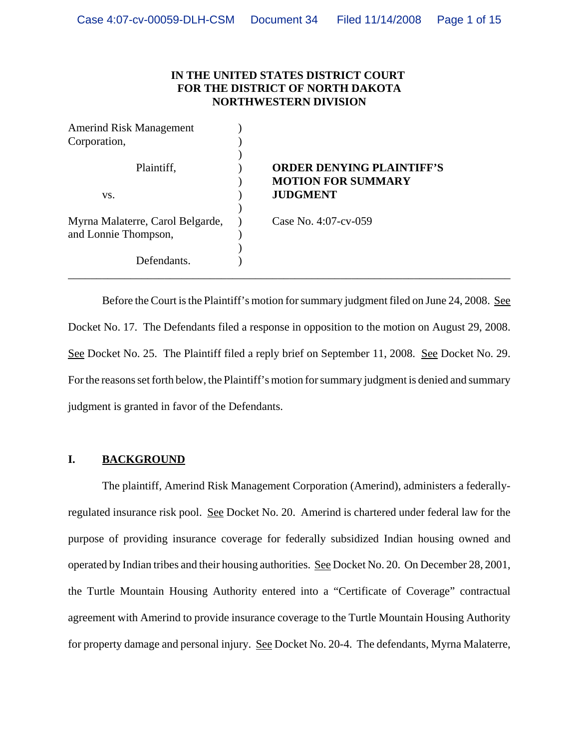**IN THE UNITED STATES DISTRICT COURT**
**FOR THE DISTRICT OF NORTH DAKOTA**
**NORTHWESTERN DIVISION**

| | | |
|---|---|---|
| Amerind Risk Management Corporation, | ) | |
| | ) | |
| Plaintiff, | ) | **ORDER DENYING PLAINTIFF'S MOTION FOR SUMMARY JUDGMENT** |
| | ) | |
| vs. | ) | |
| | ) | |
| Myrna Malaterre, Carol Belgarde, and Lonnie Thompson, | ) | Case No. 4:07-cv-059 |
| | ) | |
| Defendants. | ) | |

---

Before the Court is the Plaintiff's motion for summary judgment filed on June 24, 2008. See Docket No. 17. The Defendants filed a response in opposition to the motion on August 29, 2008. See Docket No. 25. The Plaintiff filed a reply brief on September 11, 2008. See Docket No. 29. For the reasons set forth below, the Plaintiff's motion for summary judgment is denied and summary judgment is granted in favor of the Defendants.

## I. BACKGROUND

The plaintiff, Amerind Risk Management Corporation (Amerind), administers a federally-regulated insurance risk pool. See Docket No. 20. Amerind is chartered under federal law for the purpose of providing insurance coverage for federally subsidized Indian housing owned and operated by Indian tribes and their housing authorities. See Docket No. 20. On December 28, 2001, the Turtle Mountain Housing Authority entered into a "Certificate of Coverage" contractual agreement with Amerind to provide insurance coverage to the Turtle Mountain Housing Authority for property damage and personal injury. See Docket No. 20-4. The defendants, Myrna Malaterre,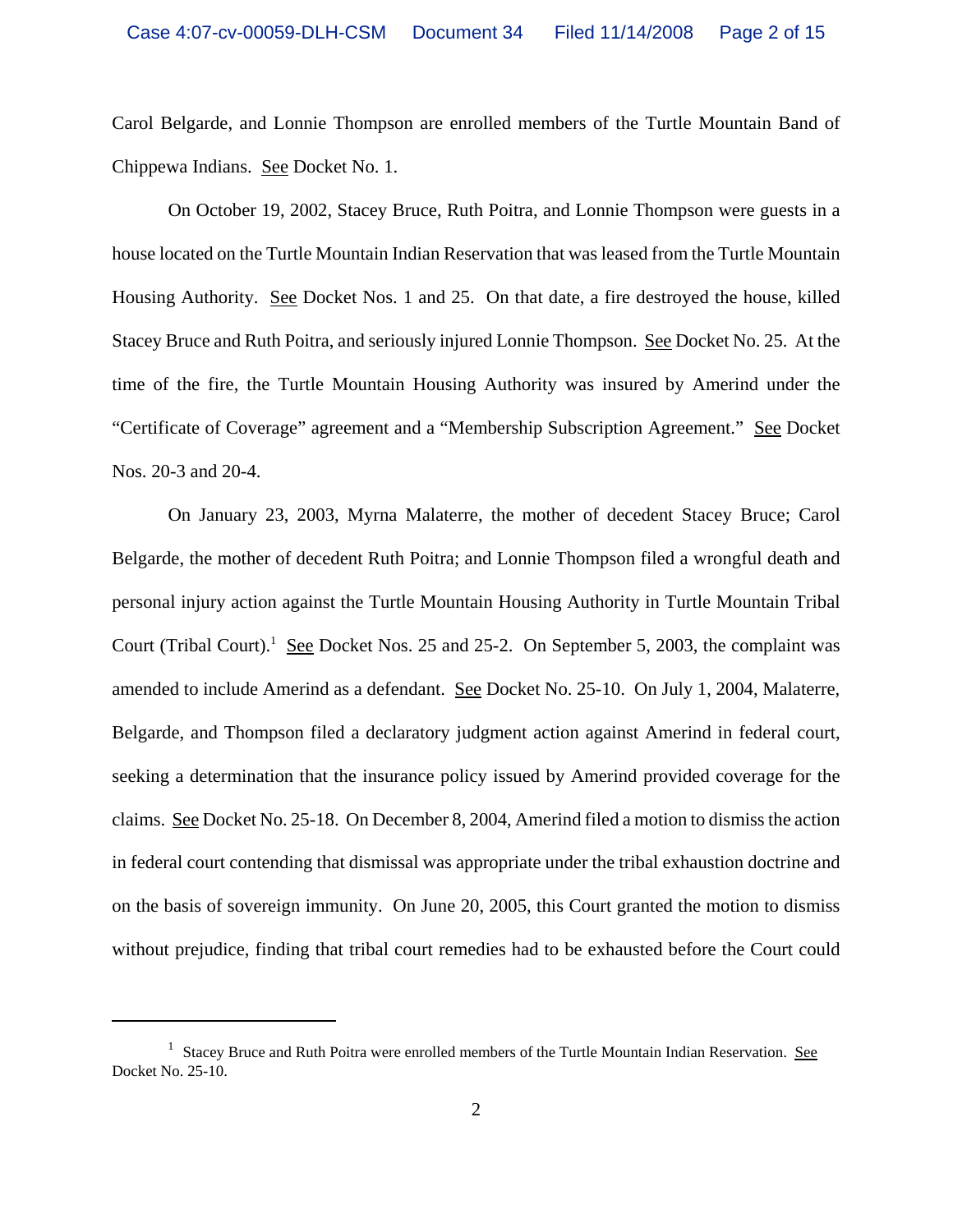Carol Belgarde, and Lonnie Thompson are enrolled members of the Turtle Mountain Band of Chippewa Indians. See Docket No. 1.

On October 19, 2002, Stacey Bruce, Ruth Poitra, and Lonnie Thompson were guests in a house located on the Turtle Mountain Indian Reservation that was leased from the Turtle Mountain Housing Authority. See Docket Nos. 1 and 25. On that date, a fire destroyed the house, killed Stacey Bruce and Ruth Poitra, and seriously injured Lonnie Thompson. See Docket No. 25. At the time of the fire, the Turtle Mountain Housing Authority was insured by Amerind under the "Certificate of Coverage" agreement and a "Membership Subscription Agreement." See Docket Nos. 20-3 and 20-4.

On January 23, 2003, Myrna Malaterre, the mother of decedent Stacey Bruce; Carol Belgarde, the mother of decedent Ruth Poitra; and Lonnie Thompson filed a wrongful death and personal injury action against the Turtle Mountain Housing Authority in Turtle Mountain Tribal Court (Tribal Court).[1] See Docket Nos. 25 and 25-2. On September 5, 2003, the complaint was amended to include Amerind as a defendant. See Docket No. 25-10. On July 1, 2004, Malaterre, Belgarde, and Thompson filed a declaratory judgment action against Amerind in federal court, seeking a determination that the insurance policy issued by Amerind provided coverage for the claims. See Docket No. 25-18. On December 8, 2004, Amerind filed a motion to dismiss the action in federal court contending that dismissal was appropriate under the tribal exhaustion doctrine and on the basis of sovereign immunity. On June 20, 2005, this Court granted the motion to dismiss without prejudice, finding that tribal court remedies had to be exhausted before the Court could

[1] Stacey Bruce and Ruth Poitra were enrolled members of the Turtle Mountain Indian Reservation. See Docket No. 25-10.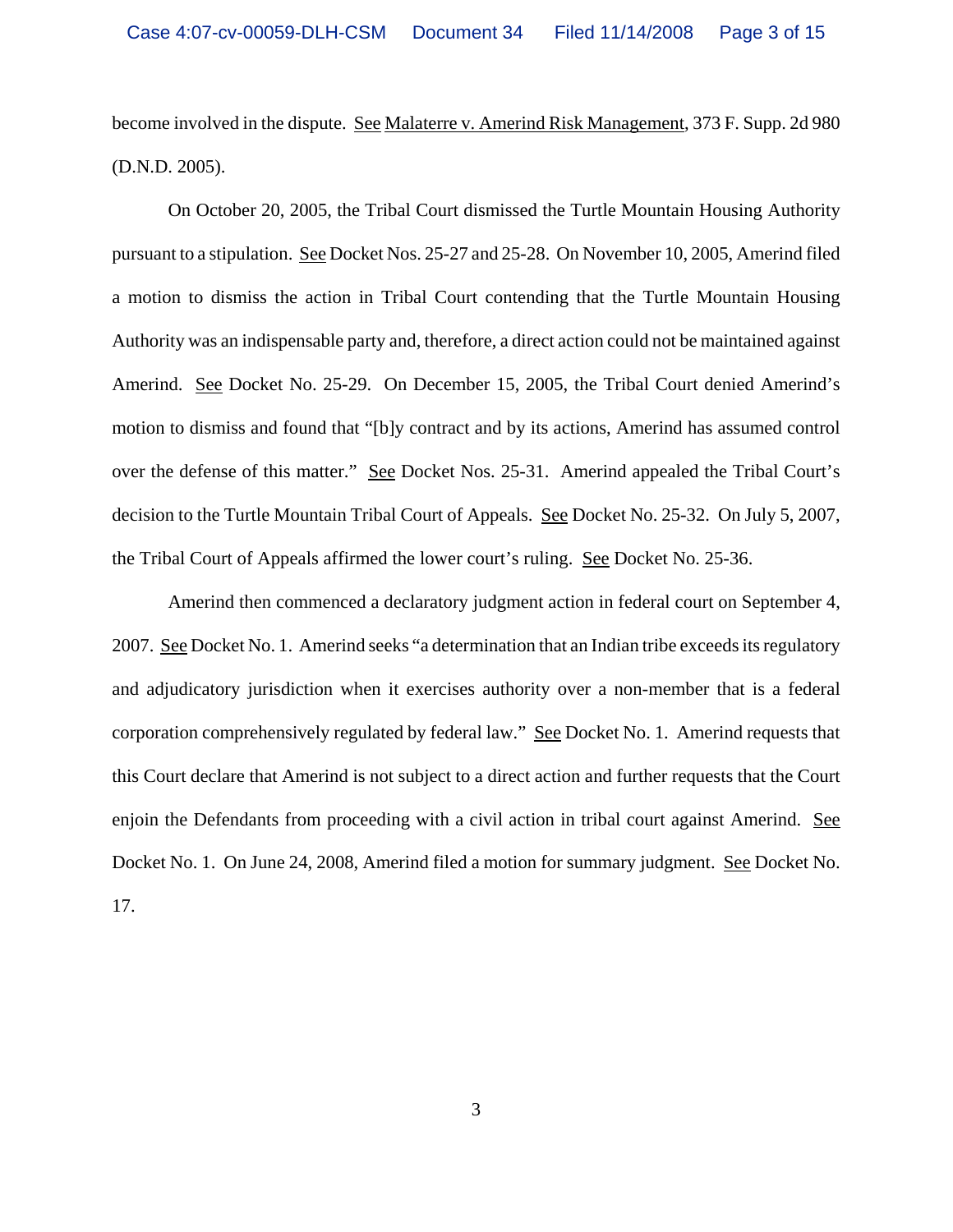become involved in the dispute. See Malaterre v. Amerind Risk Management, 373 F. Supp. 2d 980 (D.N.D. 2005).

On October 20, 2005, the Tribal Court dismissed the Turtle Mountain Housing Authority pursuant to a stipulation. See Docket Nos. 25-27 and 25-28. On November 10, 2005, Amerind filed a motion to dismiss the action in Tribal Court contending that the Turtle Mountain Housing Authority was an indispensable party and, therefore, a direct action could not be maintained against Amerind. See Docket No. 25-29. On December 15, 2005, the Tribal Court denied Amerind's motion to dismiss and found that "[b]y contract and by its actions, Amerind has assumed control over the defense of this matter." See Docket Nos. 25-31. Amerind appealed the Tribal Court's decision to the Turtle Mountain Tribal Court of Appeals. See Docket No. 25-32. On July 5, 2007, the Tribal Court of Appeals affirmed the lower court's ruling. See Docket No. 25-36.

Amerind then commenced a declaratory judgment action in federal court on September 4, 2007. See Docket No. 1. Amerind seeks "a determination that an Indian tribe exceeds its regulatory and adjudicatory jurisdiction when it exercises authority over a non-member that is a federal corporation comprehensively regulated by federal law." See Docket No. 1. Amerind requests that this Court declare that Amerind is not subject to a direct action and further requests that the Court enjoin the Defendants from proceeding with a civil action in tribal court against Amerind. See Docket No. 1. On June 24, 2008, Amerind filed a motion for summary judgment. See Docket No. 17.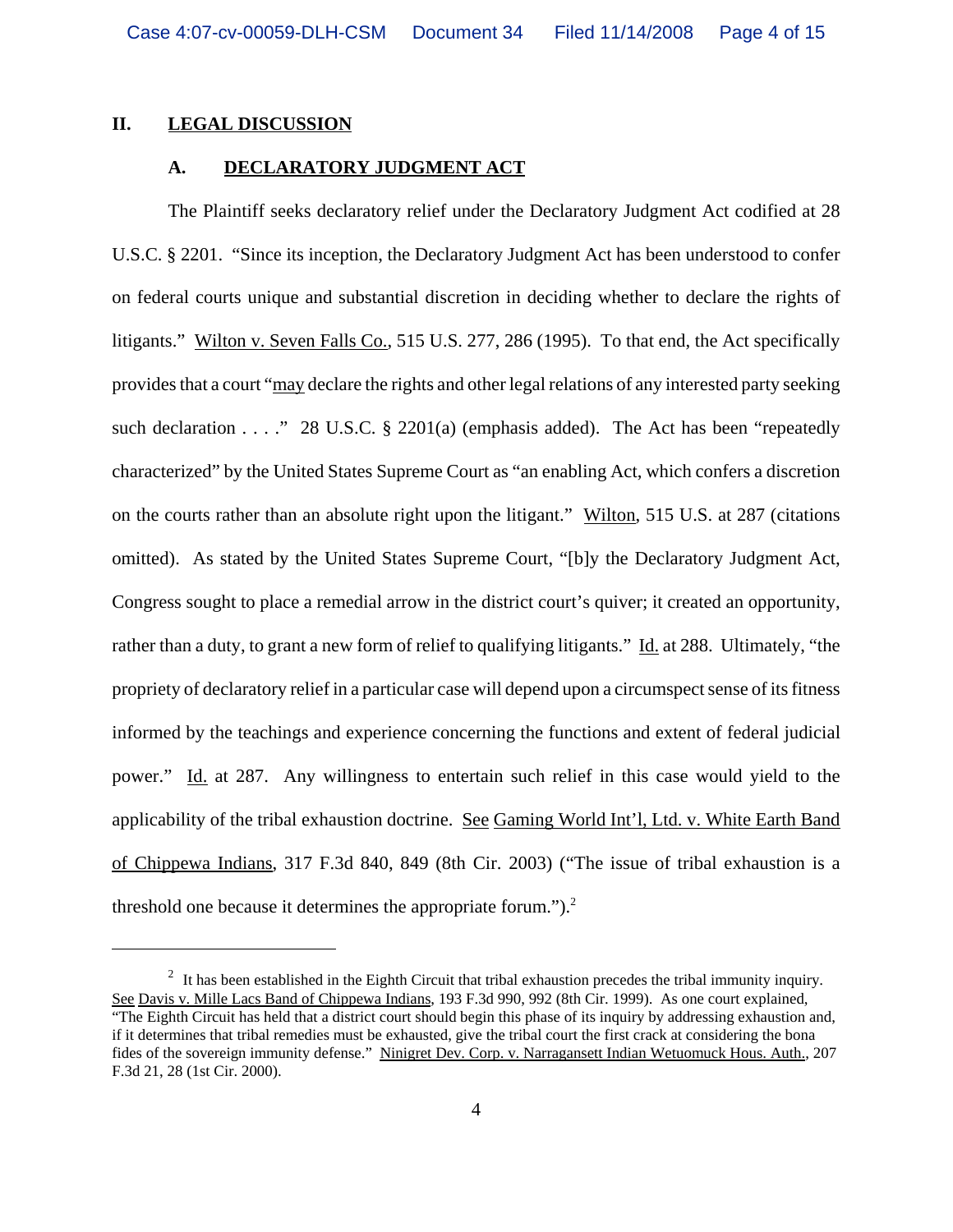## II. LEGAL DISCUSSION

### A. DECLARATORY JUDGMENT ACT

The Plaintiff seeks declaratory relief under the Declaratory Judgment Act codified at 28 U.S.C. § 2201. "Since its inception, the Declaratory Judgment Act has been understood to confer on federal courts unique and substantial discretion in deciding whether to declare the rights of litigants." Wilton v. Seven Falls Co., 515 U.S. 277, 286 (1995). To that end, the Act specifically provides that a court "may declare the rights and other legal relations of any interested party seeking such declaration . . . ." 28 U.S.C. § 2201(a) (emphasis added). The Act has been "repeatedly characterized" by the United States Supreme Court as "an enabling Act, which confers a discretion on the courts rather than an absolute right upon the litigant." Wilton, 515 U.S. at 287 (citations omitted). As stated by the United States Supreme Court, "[b]y the Declaratory Judgment Act, Congress sought to place a remedial arrow in the district court's quiver; it created an opportunity, rather than a duty, to grant a new form of relief to qualifying litigants." Id. at 288. Ultimately, "the propriety of declaratory relief in a particular case will depend upon a circumspect sense of its fitness informed by the teachings and experience concerning the functions and extent of federal judicial power." Id. at 287. Any willingness to entertain such relief in this case would yield to the applicability of the tribal exhaustion doctrine. See Gaming World Int'l, Ltd. v. White Earth Band of Chippewa Indians, 317 F.3d 840, 849 (8th Cir. 2003) ("The issue of tribal exhaustion is a threshold one because it determines the appropriate forum.").[2]

---

[2] It has been established in the Eighth Circuit that tribal exhaustion precedes the tribal immunity inquiry. See Davis v. Mille Lacs Band of Chippewa Indians, 193 F.3d 990, 992 (8th Cir. 1999). As one court explained, "The Eighth Circuit has held that a district court should begin this phase of its inquiry by addressing exhaustion and, if it determines that tribal remedies must be exhausted, give the tribal court the first crack at considering the bona fides of the sovereign immunity defense." Ninigret Dev. Corp. v. Narragansett Indian Wetuomuck Hous. Auth., 207 F.3d 21, 28 (1st Cir. 2000).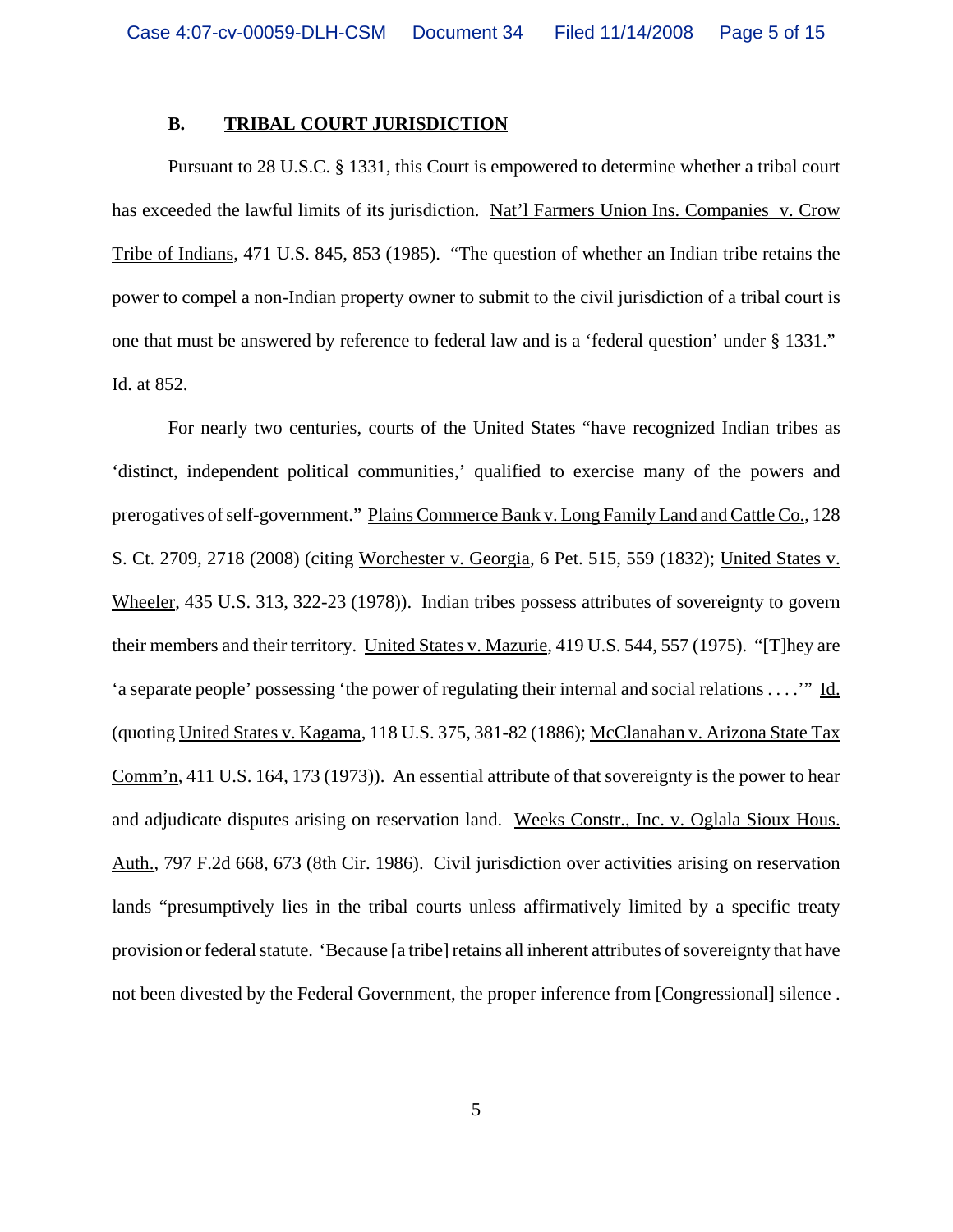### B. TRIBAL COURT JURISDICTION

Pursuant to 28 U.S.C. § 1331, this Court is empowered to determine whether a tribal court has exceeded the lawful limits of its jurisdiction. Nat'l Farmers Union Ins. Companies v. Crow Tribe of Indians, 471 U.S. 845, 853 (1985). "The question of whether an Indian tribe retains the power to compel a non-Indian property owner to submit to the civil jurisdiction of a tribal court is one that must be answered by reference to federal law and is a 'federal question' under § 1331." Id. at 852.

For nearly two centuries, courts of the United States "have recognized Indian tribes as 'distinct, independent political communities,' qualified to exercise many of the powers and prerogatives of self-government." Plains Commerce Bank v. Long Family Land and Cattle Co., 128 S. Ct. 2709, 2718 (2008) (citing Worchester v. Georgia, 6 Pet. 515, 559 (1832); United States v. Wheeler, 435 U.S. 313, 322-23 (1978)). Indian tribes possess attributes of sovereignty to govern their members and their territory. United States v. Mazurie, 419 U.S. 544, 557 (1975). "[T]hey are 'a separate people' possessing 'the power of regulating their internal and social relations . . . .'" Id. (quoting United States v. Kagama, 118 U.S. 375, 381-82 (1886); McClanahan v. Arizona State Tax Comm'n, 411 U.S. 164, 173 (1973)). An essential attribute of that sovereignty is the power to hear and adjudicate disputes arising on reservation land. Weeks Constr., Inc. v. Oglala Sioux Hous. Auth., 797 F.2d 668, 673 (8th Cir. 1986). Civil jurisdiction over activities arising on reservation lands "presumptively lies in the tribal courts unless affirmatively limited by a specific treaty provision or federal statute. 'Because [a tribe] retains all inherent attributes of sovereignty that have not been divested by the Federal Government, the proper inference from [Congressional] silence .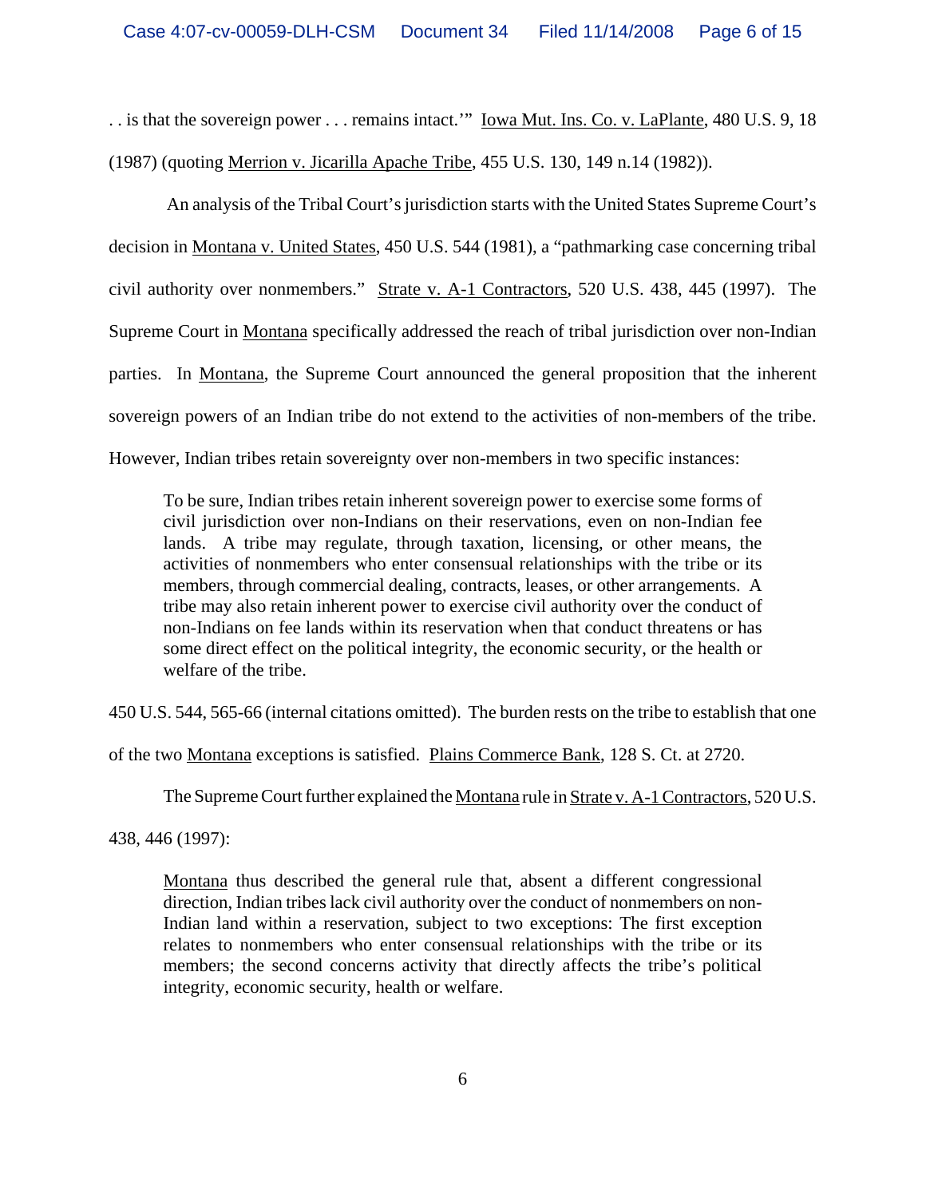. . is that the sovereign power . . . remains intact.'" Iowa Mut. Ins. Co. v. LaPlante, 480 U.S. 9, 18 (1987) (quoting Merrion v. Jicarilla Apache Tribe, 455 U.S. 130, 149 n.14 (1982)).

An analysis of the Tribal Court's jurisdiction starts with the United States Supreme Court's decision in Montana v. United States, 450 U.S. 544 (1981), a "pathmarking case concerning tribal civil authority over nonmembers." Strate v. A-1 Contractors, 520 U.S. 438, 445 (1997). The Supreme Court in Montana specifically addressed the reach of tribal jurisdiction over non-Indian parties. In Montana, the Supreme Court announced the general proposition that the inherent sovereign powers of an Indian tribe do not extend to the activities of non-members of the tribe. However, Indian tribes retain sovereignty over non-members in two specific instances:

> To be sure, Indian tribes retain inherent sovereign power to exercise some forms of civil jurisdiction over non-Indians on their reservations, even on non-Indian fee lands. A tribe may regulate, through taxation, licensing, or other means, the activities of nonmembers who enter consensual relationships with the tribe or its members, through commercial dealing, contracts, leases, or other arrangements. A tribe may also retain inherent power to exercise civil authority over the conduct of non-Indians on fee lands within its reservation when that conduct threatens or has some direct effect on the political integrity, the economic security, or the health or welfare of the tribe.

450 U.S. 544, 565-66 (internal citations omitted). The burden rests on the tribe to establish that one of the two Montana exceptions is satisfied. Plains Commerce Bank, 128 S. Ct. at 2720.

The Supreme Court further explained the Montana rule in Strate v. A-1 Contractors, 520 U.S. 438, 446 (1997):

> Montana thus described the general rule that, absent a different congressional direction, Indian tribes lack civil authority over the conduct of nonmembers on non-Indian land within a reservation, subject to two exceptions: The first exception relates to nonmembers who enter consensual relationships with the tribe or its members; the second concerns activity that directly affects the tribe's political integrity, economic security, health or welfare.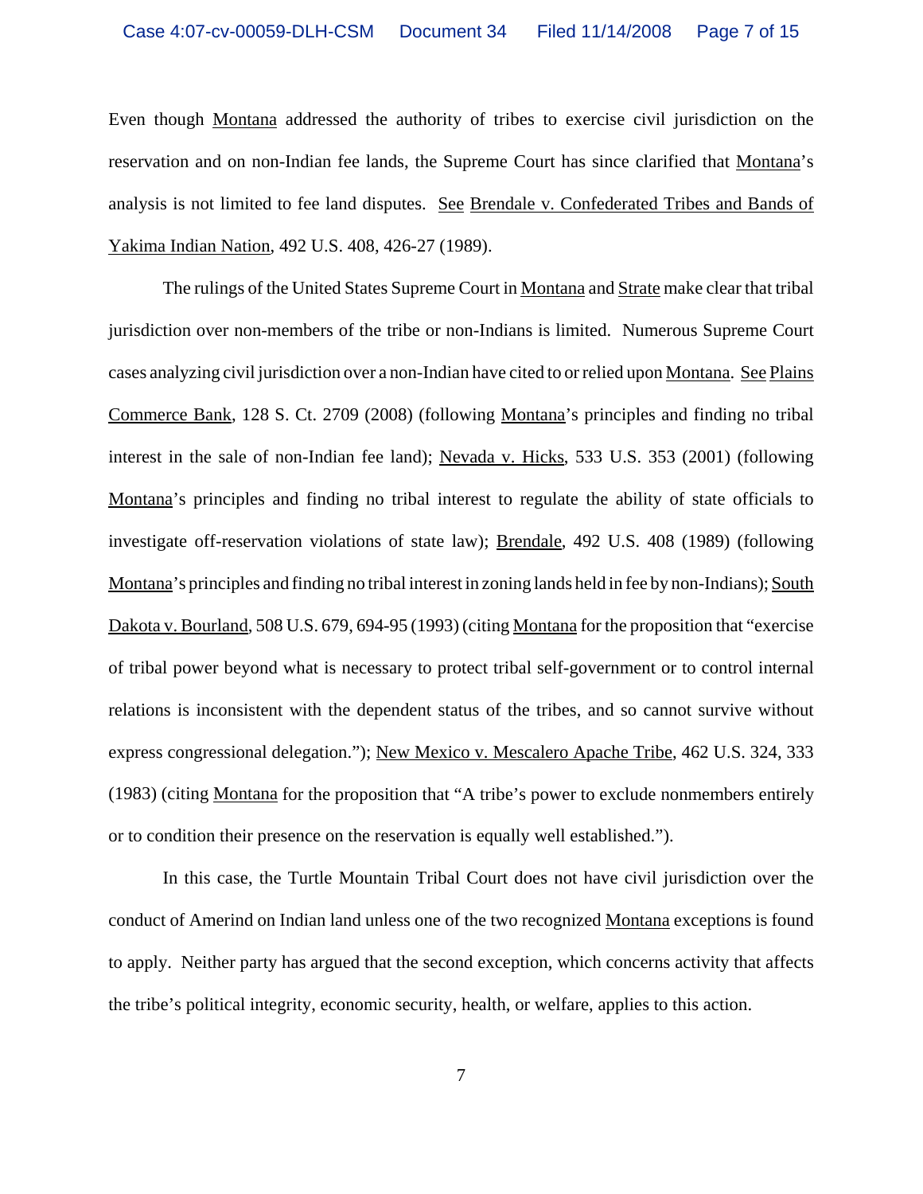Even though Montana addressed the authority of tribes to exercise civil jurisdiction on the reservation and on non-Indian fee lands, the Supreme Court has since clarified that Montana's analysis is not limited to fee land disputes. See Brendale v. Confederated Tribes and Bands of Yakima Indian Nation, 492 U.S. 408, 426-27 (1989).

The rulings of the United States Supreme Court in Montana and Strate make clear that tribal jurisdiction over non-members of the tribe or non-Indians is limited. Numerous Supreme Court cases analyzing civil jurisdiction over a non-Indian have cited to or relied upon Montana. See Plains Commerce Bank, 128 S. Ct. 2709 (2008) (following Montana's principles and finding no tribal interest in the sale of non-Indian fee land); Nevada v. Hicks, 533 U.S. 353 (2001) (following Montana's principles and finding no tribal interest to regulate the ability of state officials to investigate off-reservation violations of state law); Brendale, 492 U.S. 408 (1989) (following Montana's principles and finding no tribal interest in zoning lands held in fee by non-Indians); South Dakota v. Bourland, 508 U.S. 679, 694-95 (1993) (citing Montana for the proposition that "exercise of tribal power beyond what is necessary to protect tribal self-government or to control internal relations is inconsistent with the dependent status of the tribes, and so cannot survive without express congressional delegation."); New Mexico v. Mescalero Apache Tribe, 462 U.S. 324, 333 (1983) (citing Montana for the proposition that "A tribe's power to exclude nonmembers entirely or to condition their presence on the reservation is equally well established.").

In this case, the Turtle Mountain Tribal Court does not have civil jurisdiction over the conduct of Amerind on Indian land unless one of the two recognized Montana exceptions is found to apply. Neither party has argued that the second exception, which concerns activity that affects the tribe's political integrity, economic security, health, or welfare, applies to this action.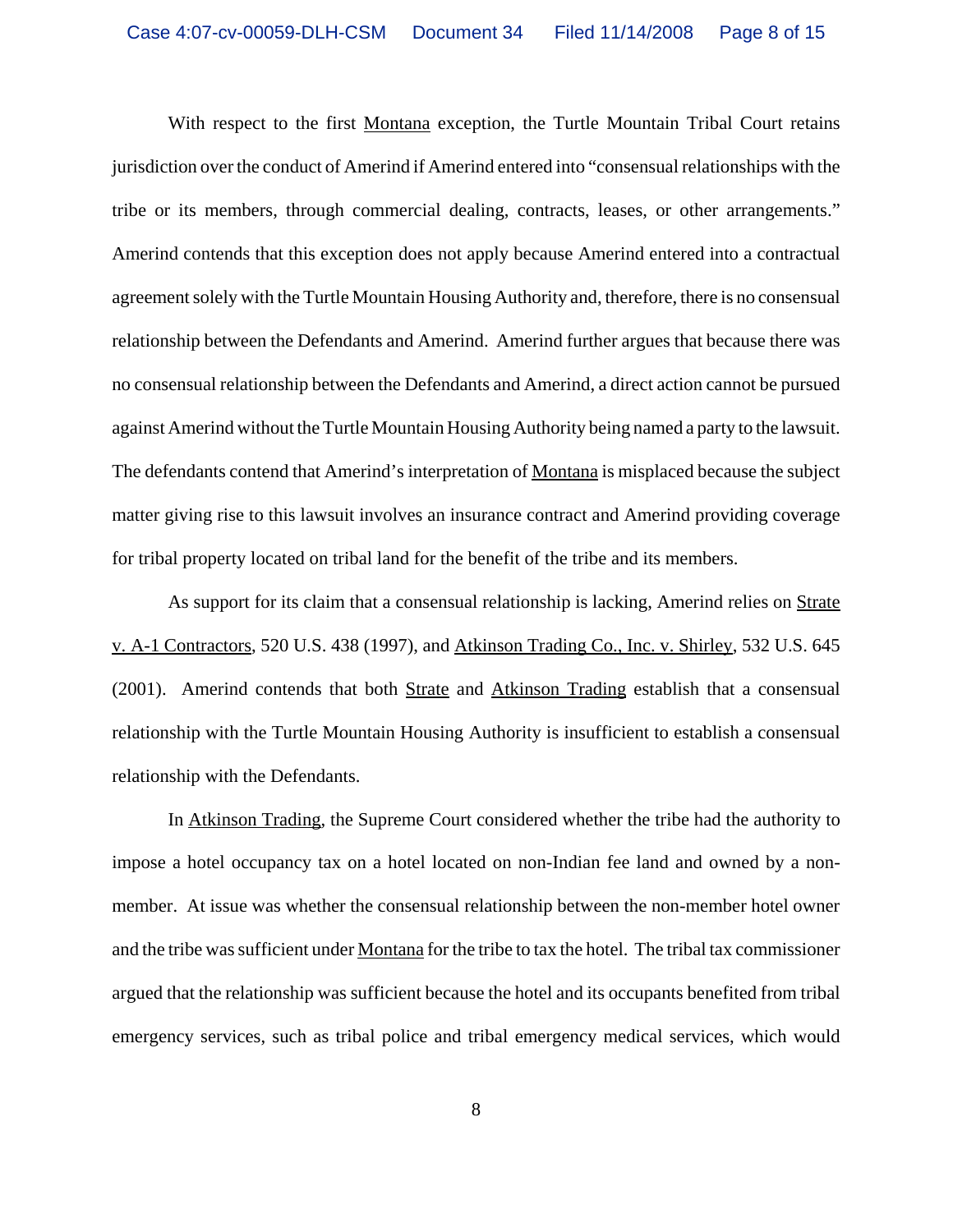With respect to the first Montana exception, the Turtle Mountain Tribal Court retains jurisdiction over the conduct of Amerind if Amerind entered into "consensual relationships with the tribe or its members, through commercial dealing, contracts, leases, or other arrangements." Amerind contends that this exception does not apply because Amerind entered into a contractual agreement solely with the Turtle Mountain Housing Authority and, therefore, there is no consensual relationship between the Defendants and Amerind. Amerind further argues that because there was no consensual relationship between the Defendants and Amerind, a direct action cannot be pursued against Amerind without the Turtle Mountain Housing Authority being named a party to the lawsuit. The defendants contend that Amerind's interpretation of Montana is misplaced because the subject matter giving rise to this lawsuit involves an insurance contract and Amerind providing coverage for tribal property located on tribal land for the benefit of the tribe and its members.

As support for its claim that a consensual relationship is lacking, Amerind relies on Strate v. A-1 Contractors, 520 U.S. 438 (1997), and Atkinson Trading Co., Inc. v. Shirley, 532 U.S. 645 (2001). Amerind contends that both Strate and Atkinson Trading establish that a consensual relationship with the Turtle Mountain Housing Authority is insufficient to establish a consensual relationship with the Defendants.

In Atkinson Trading, the Supreme Court considered whether the tribe had the authority to impose a hotel occupancy tax on a hotel located on non-Indian fee land and owned by a non-member. At issue was whether the consensual relationship between the non-member hotel owner and the tribe was sufficient under Montana for the tribe to tax the hotel. The tribal tax commissioner argued that the relationship was sufficient because the hotel and its occupants benefited from tribal emergency services, such as tribal police and tribal emergency medical services, which would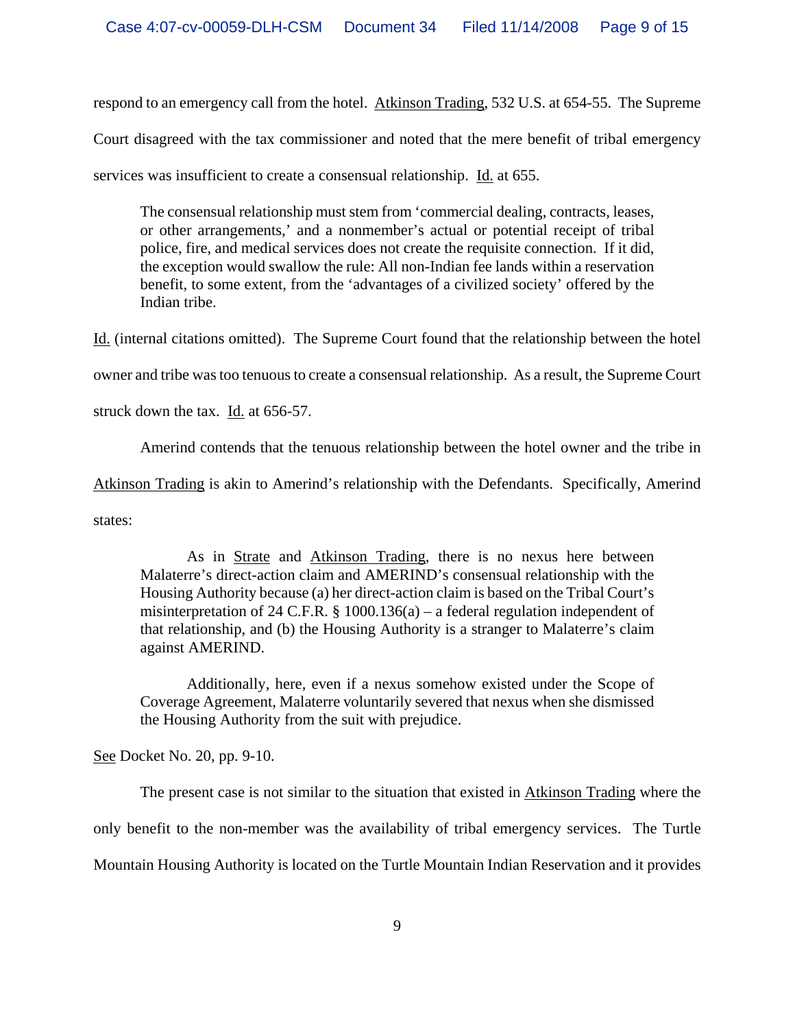respond to an emergency call from the hotel. Atkinson Trading, 532 U.S. at 654-55. The Supreme Court disagreed with the tax commissioner and noted that the mere benefit of tribal emergency services was insufficient to create a consensual relationship. Id. at 655.

> The consensual relationship must stem from 'commercial dealing, contracts, leases, or other arrangements,' and a nonmember's actual or potential receipt of tribal police, fire, and medical services does not create the requisite connection. If it did, the exception would swallow the rule: All non-Indian fee lands within a reservation benefit, to some extent, from the 'advantages of a civilized society' offered by the Indian tribe.

Id. (internal citations omitted). The Supreme Court found that the relationship between the hotel owner and tribe was too tenuous to create a consensual relationship. As a result, the Supreme Court struck down the tax. Id. at 656-57.

Amerind contends that the tenuous relationship between the hotel owner and the tribe in Atkinson Trading is akin to Amerind's relationship with the Defendants. Specifically, Amerind states:

> As in Strate and Atkinson Trading, there is no nexus here between Malaterre's direct-action claim and AMERIND's consensual relationship with the Housing Authority because (a) her direct-action claim is based on the Tribal Court's misinterpretation of 24 C.F.R. § 1000.136(a) – a federal regulation independent of that relationship, and (b) the Housing Authority is a stranger to Malaterre's claim against AMERIND.
>
> Additionally, here, even if a nexus somehow existed under the Scope of Coverage Agreement, Malaterre voluntarily severed that nexus when she dismissed the Housing Authority from the suit with prejudice.

See Docket No. 20, pp. 9-10.

The present case is not similar to the situation that existed in Atkinson Trading where the only benefit to the non-member was the availability of tribal emergency services. The Turtle Mountain Housing Authority is located on the Turtle Mountain Indian Reservation and it provides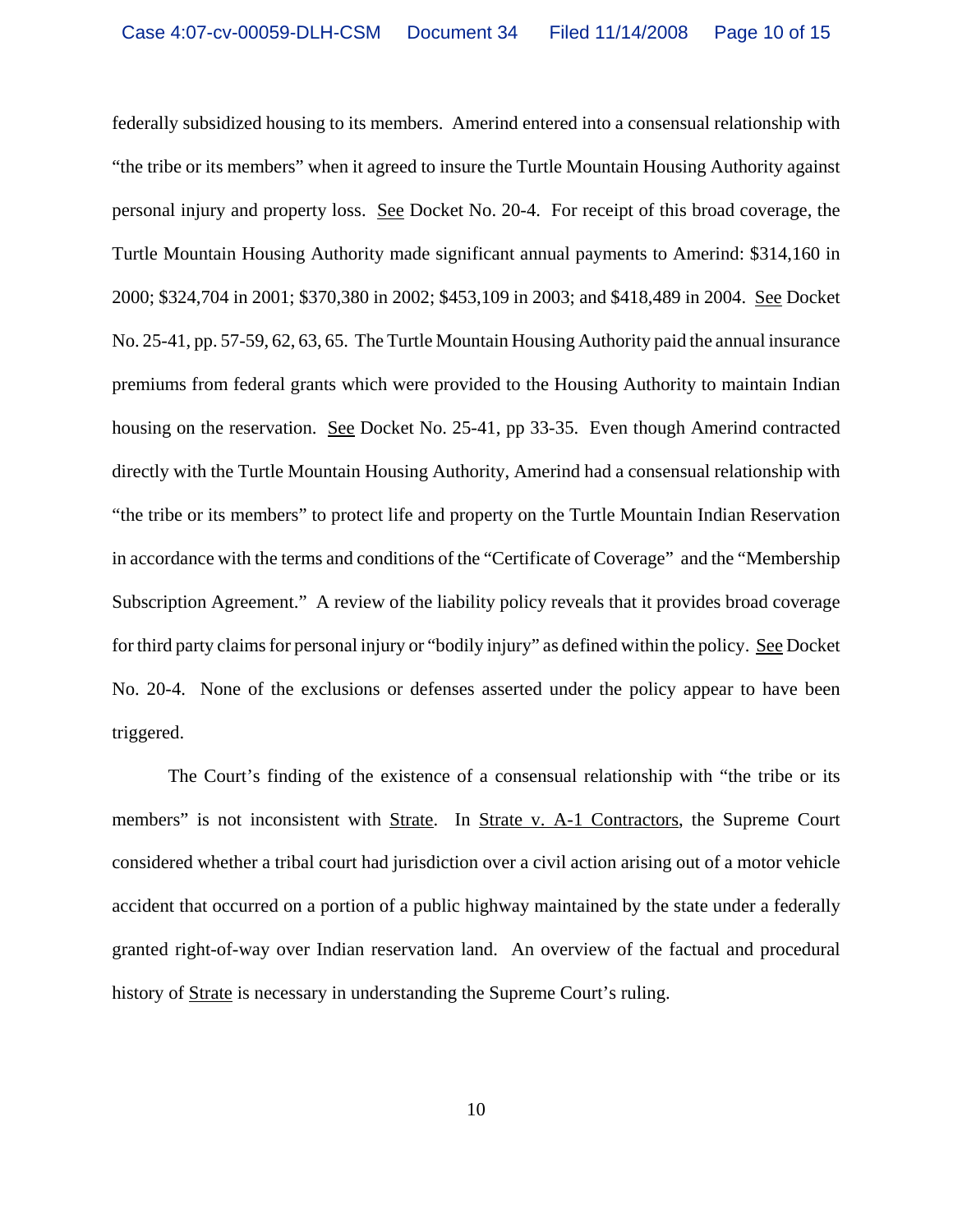federally subsidized housing to its members. Amerind entered into a consensual relationship with "the tribe or its members" when it agreed to insure the Turtle Mountain Housing Authority against personal injury and property loss. See Docket No. 20-4. For receipt of this broad coverage, the Turtle Mountain Housing Authority made significant annual payments to Amerind: $314,160 in 2000; $324,704 in 2001; $370,380 in 2002; $453,109 in 2003; and $418,489 in 2004. See Docket No. 25-41, pp. 57-59, 62, 63, 65. The Turtle Mountain Housing Authority paid the annual insurance premiums from federal grants which were provided to the Housing Authority to maintain Indian housing on the reservation. See Docket No. 25-41, pp 33-35. Even though Amerind contracted directly with the Turtle Mountain Housing Authority, Amerind had a consensual relationship with "the tribe or its members" to protect life and property on the Turtle Mountain Indian Reservation in accordance with the terms and conditions of the "Certificate of Coverage" and the "Membership Subscription Agreement." A review of the liability policy reveals that it provides broad coverage for third party claims for personal injury or "bodily injury" as defined within the policy. See Docket No. 20-4. None of the exclusions or defenses asserted under the policy appear to have been triggered.

The Court's finding of the existence of a consensual relationship with "the tribe or its members" is not inconsistent with Strate. In Strate v. A-1 Contractors, the Supreme Court considered whether a tribal court had jurisdiction over a civil action arising out of a motor vehicle accident that occurred on a portion of a public highway maintained by the state under a federally granted right-of-way over Indian reservation land. An overview of the factual and procedural history of Strate is necessary in understanding the Supreme Court's ruling.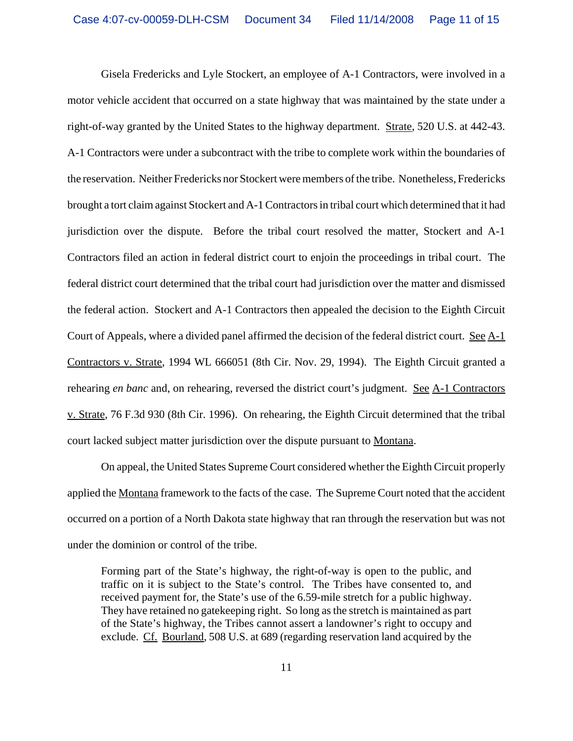Gisela Fredericks and Lyle Stockert, an employee of A-1 Contractors, were involved in a motor vehicle accident that occurred on a state highway that was maintained by the state under a right-of-way granted by the United States to the highway department. Strate, 520 U.S. at 442-43. A-1 Contractors were under a subcontract with the tribe to complete work within the boundaries of the reservation. Neither Fredericks nor Stockert were members of the tribe. Nonetheless, Fredericks brought a tort claim against Stockert and A-1 Contractors in tribal court which determined that it had jurisdiction over the dispute. Before the tribal court resolved the matter, Stockert and A-1 Contractors filed an action in federal district court to enjoin the proceedings in tribal court. The federal district court determined that the tribal court had jurisdiction over the matter and dismissed the federal action. Stockert and A-1 Contractors then appealed the decision to the Eighth Circuit Court of Appeals, where a divided panel affirmed the decision of the federal district court. See A-1 Contractors v. Strate, 1994 WL 666051 (8th Cir. Nov. 29, 1994). The Eighth Circuit granted a rehearing *en banc* and, on rehearing, reversed the district court's judgment. See A-1 Contractors v. Strate, 76 F.3d 930 (8th Cir. 1996). On rehearing, the Eighth Circuit determined that the tribal court lacked subject matter jurisdiction over the dispute pursuant to Montana.

On appeal, the United States Supreme Court considered whether the Eighth Circuit properly applied the Montana framework to the facts of the case. The Supreme Court noted that the accident occurred on a portion of a North Dakota state highway that ran through the reservation but was not under the dominion or control of the tribe.

> Forming part of the State's highway, the right-of-way is open to the public, and traffic on it is subject to the State's control. The Tribes have consented to, and received payment for, the State's use of the 6.59-mile stretch for a public highway. They have retained no gatekeeping right. So long as the stretch is maintained as part of the State's highway, the Tribes cannot assert a landowner's right to occupy and exclude. Cf. Bourland, 508 U.S. at 689 (regarding reservation land acquired by the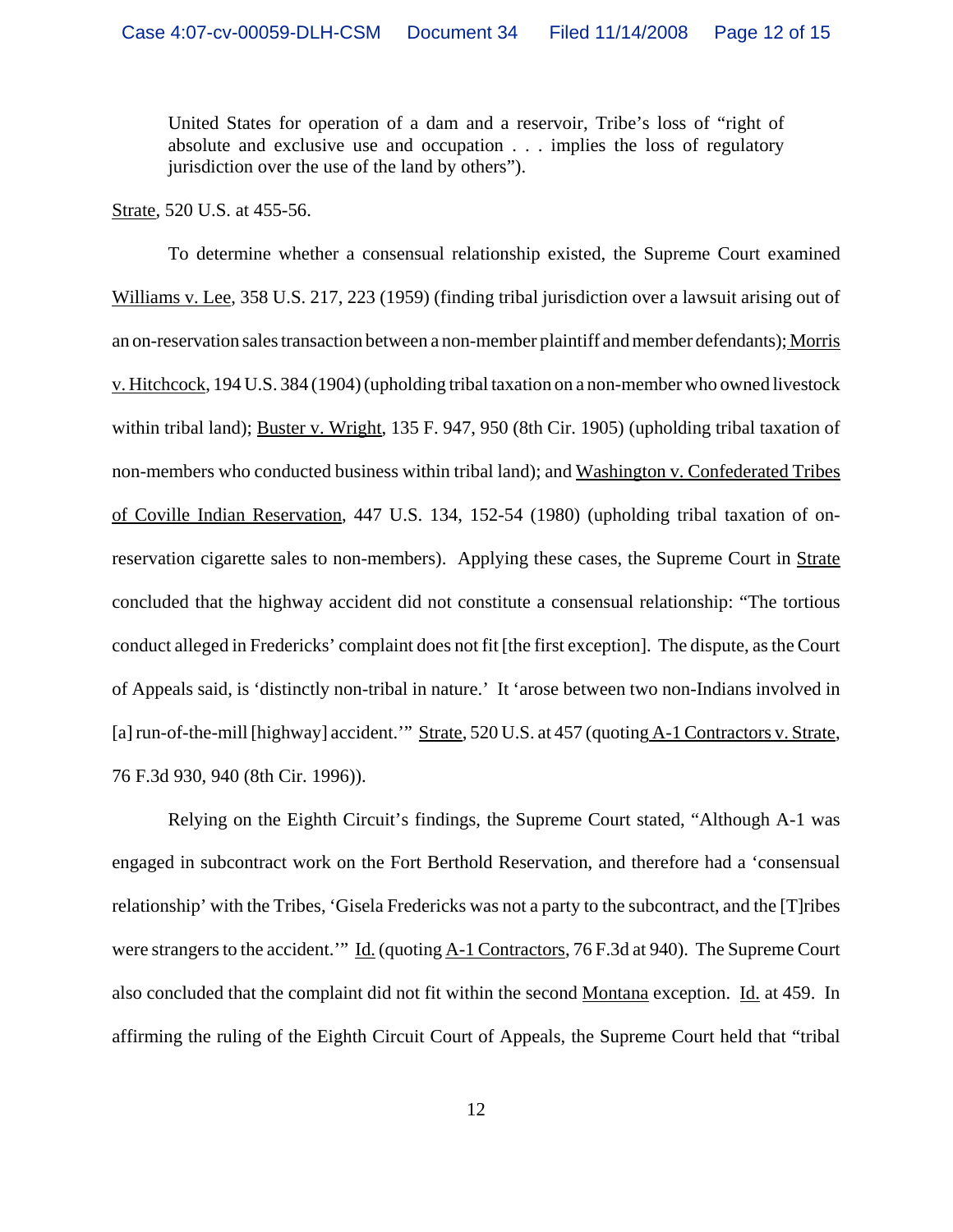United States for operation of a dam and a reservoir, Tribe's loss of "right of absolute and exclusive use and occupation . . . implies the loss of regulatory jurisdiction over the use of the land by others").

Strate, 520 U.S. at 455-56.

To determine whether a consensual relationship existed, the Supreme Court examined Williams v. Lee, 358 U.S. 217, 223 (1959) (finding tribal jurisdiction over a lawsuit arising out of an on-reservation sales transaction between a non-member plaintiff and member defendants); Morris v. Hitchcock, 194 U.S. 384 (1904) (upholding tribal taxation on a non-member who owned livestock within tribal land); Buster v. Wright, 135 F. 947, 950 (8th Cir. 1905) (upholding tribal taxation of non-members who conducted business within tribal land); and Washington v. Confederated Tribes of Coville Indian Reservation, 447 U.S. 134, 152-54 (1980) (upholding tribal taxation of on-reservation cigarette sales to non-members). Applying these cases, the Supreme Court in Strate concluded that the highway accident did not constitute a consensual relationship: "The tortious conduct alleged in Fredericks' complaint does not fit [the first exception]. The dispute, as the Court of Appeals said, is 'distinctly non-tribal in nature.' It 'arose between two non-Indians involved in [a] run-of-the-mill [highway] accident.'" Strate, 520 U.S. at 457 (quoting A-1 Contractors v. Strate, 76 F.3d 930, 940 (8th Cir. 1996)).

Relying on the Eighth Circuit's findings, the Supreme Court stated, "Although A-1 was engaged in subcontract work on the Fort Berthold Reservation, and therefore had a 'consensual relationship' with the Tribes, 'Gisela Fredericks was not a party to the subcontract, and the [T]ribes were strangers to the accident.'" Id. (quoting A-1 Contractors, 76 F.3d at 940). The Supreme Court also concluded that the complaint did not fit within the second Montana exception. Id. at 459. In affirming the ruling of the Eighth Circuit Court of Appeals, the Supreme Court held that "tribal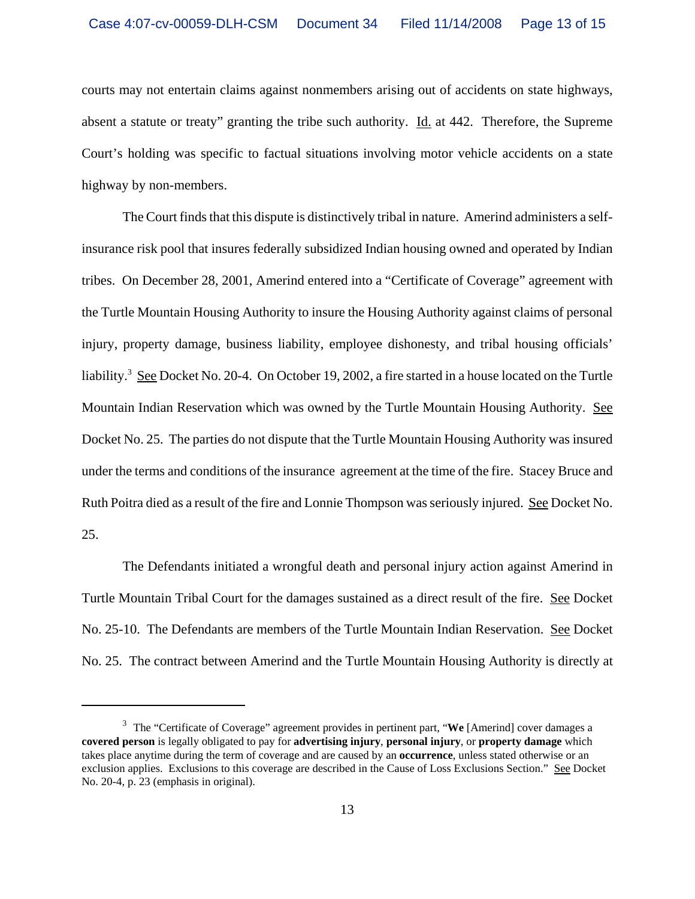courts may not entertain claims against nonmembers arising out of accidents on state highways, absent a statute or treaty" granting the tribe such authority. Id. at 442. Therefore, the Supreme Court's holding was specific to factual situations involving motor vehicle accidents on a state highway by non-members.

The Court finds that this dispute is distinctively tribal in nature. Amerind administers a self-insurance risk pool that insures federally subsidized Indian housing owned and operated by Indian tribes. On December 28, 2001, Amerind entered into a "Certificate of Coverage" agreement with the Turtle Mountain Housing Authority to insure the Housing Authority against claims of personal injury, property damage, business liability, employee dishonesty, and tribal housing officials' liability.[3] See Docket No. 20-4. On October 19, 2002, a fire started in a house located on the Turtle Mountain Indian Reservation which was owned by the Turtle Mountain Housing Authority. See Docket No. 25. The parties do not dispute that the Turtle Mountain Housing Authority was insured under the terms and conditions of the insurance agreement at the time of the fire. Stacey Bruce and Ruth Poitra died as a result of the fire and Lonnie Thompson was seriously injured. See Docket No. 25.

The Defendants initiated a wrongful death and personal injury action against Amerind in Turtle Mountain Tribal Court for the damages sustained as a direct result of the fire. See Docket No. 25-10. The Defendants are members of the Turtle Mountain Indian Reservation. See Docket No. 25. The contract between Amerind and the Turtle Mountain Housing Authority is directly at

---

[3] The "Certificate of Coverage" agreement provides in pertinent part, "**We** [Amerind] cover damages a **covered person** is legally obligated to pay for **advertising injury**, **personal injury**, or **property damage** which takes place anytime during the term of coverage and are caused by an **occurrence**, unless stated otherwise or an exclusion applies. Exclusions to this coverage are described in the Cause of Loss Exclusions Section." See Docket No. 20-4, p. 23 (emphasis in original).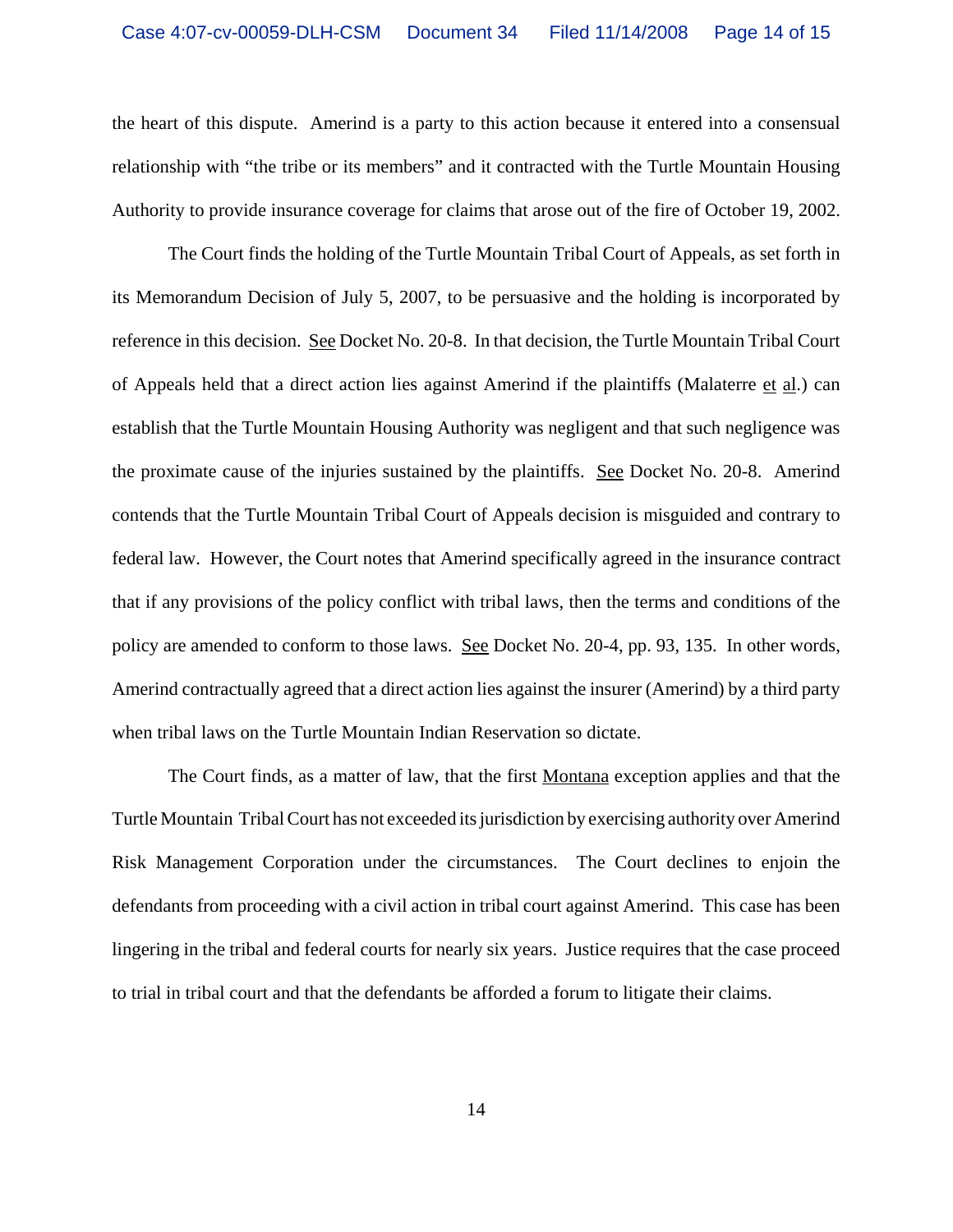the heart of this dispute. Amerind is a party to this action because it entered into a consensual relationship with "the tribe or its members" and it contracted with the Turtle Mountain Housing Authority to provide insurance coverage for claims that arose out of the fire of October 19, 2002.

The Court finds the holding of the Turtle Mountain Tribal Court of Appeals, as set forth in its Memorandum Decision of July 5, 2007, to be persuasive and the holding is incorporated by reference in this decision. See Docket No. 20-8. In that decision, the Turtle Mountain Tribal Court of Appeals held that a direct action lies against Amerind if the plaintiffs (Malaterre et al.) can establish that the Turtle Mountain Housing Authority was negligent and that such negligence was the proximate cause of the injuries sustained by the plaintiffs. See Docket No. 20-8. Amerind contends that the Turtle Mountain Tribal Court of Appeals decision is misguided and contrary to federal law. However, the Court notes that Amerind specifically agreed in the insurance contract that if any provisions of the policy conflict with tribal laws, then the terms and conditions of the policy are amended to conform to those laws. See Docket No. 20-4, pp. 93, 135. In other words, Amerind contractually agreed that a direct action lies against the insurer (Amerind) by a third party when tribal laws on the Turtle Mountain Indian Reservation so dictate.

The Court finds, as a matter of law, that the first Montana exception applies and that the Turtle Mountain Tribal Court has not exceeded its jurisdiction by exercising authority over Amerind Risk Management Corporation under the circumstances. The Court declines to enjoin the defendants from proceeding with a civil action in tribal court against Amerind. This case has been lingering in the tribal and federal courts for nearly six years. Justice requires that the case proceed to trial in tribal court and that the defendants be afforded a forum to litigate their claims.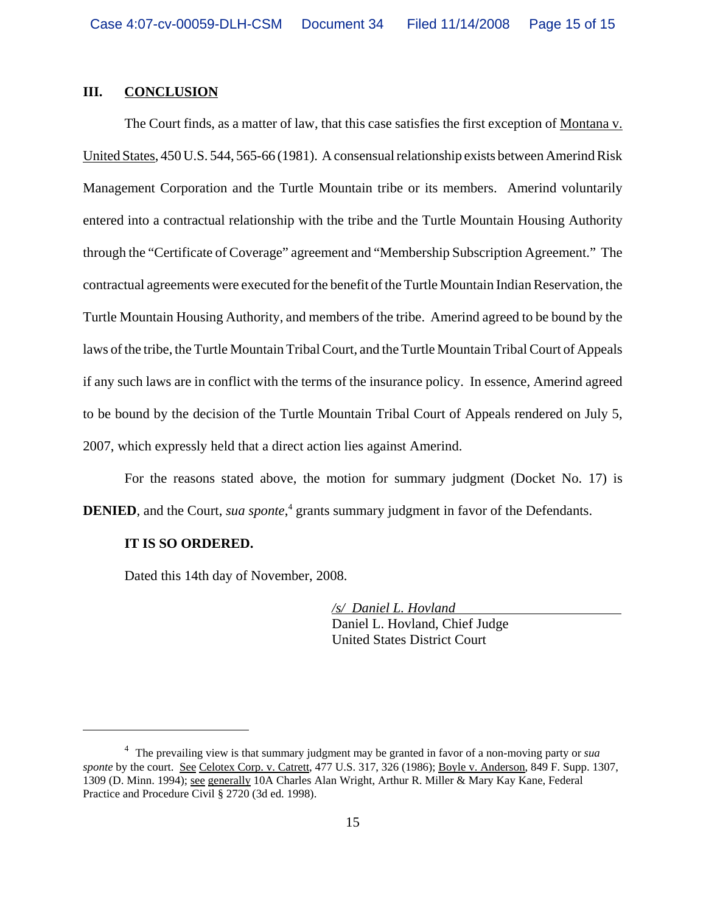## III. CONCLUSION

The Court finds, as a matter of law, that this case satisfies the first exception of Montana v. United States, 450 U.S. 544, 565-66 (1981). A consensual relationship exists between Amerind Risk Management Corporation and the Turtle Mountain tribe or its members. Amerind voluntarily entered into a contractual relationship with the tribe and the Turtle Mountain Housing Authority through the "Certificate of Coverage" agreement and "Membership Subscription Agreement." The contractual agreements were executed for the benefit of the Turtle Mountain Indian Reservation, the Turtle Mountain Housing Authority, and members of the tribe. Amerind agreed to be bound by the laws of the tribe, the Turtle Mountain Tribal Court, and the Turtle Mountain Tribal Court of Appeals if any such laws are in conflict with the terms of the insurance policy. In essence, Amerind agreed to be bound by the decision of the Turtle Mountain Tribal Court of Appeals rendered on July 5, 2007, which expressly held that a direct action lies against Amerind.

For the reasons stated above, the motion for summary judgment (Docket No. 17) is **DENIED**, and the Court, *sua sponte*,[4] grants summary judgment in favor of the Defendants.

**IT IS SO ORDERED.**

Dated this 14th day of November, 2008.

*/s/ Daniel L. Hovland*
Daniel L. Hovland, Chief Judge
United States District Court

---

[4] The prevailing view is that summary judgment may be granted in favor of a non-moving party or *sua sponte* by the court. See Celotex Corp. v. Catrett, 477 U.S. 317, 326 (1986); Boyle v. Anderson, 849 F. Supp. 1307, 1309 (D. Minn. 1994); see generally 10A Charles Alan Wright, Arthur R. Miller & Mary Kay Kane, Federal Practice and Procedure Civil § 2720 (3d ed. 1998).